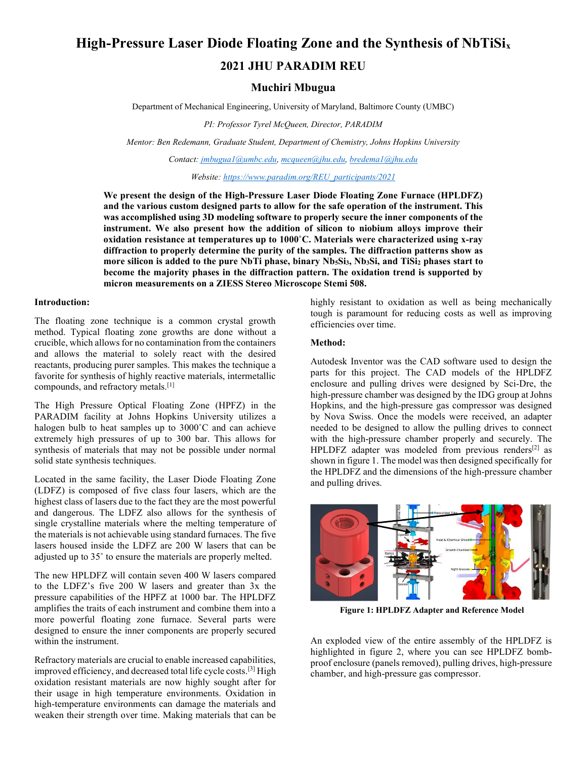# High-Pressure Laser Diode Floating Zone and the Synthesis of $NbTiSi_x$

## 2021 JHU PARADIM REU

### Muchiri Mbugua

Department of Mechanical Engineering, University of Maryland, Baltimore County (UMBC)

*PI: Professor Tyrel McQueen, Director, PARADIM*

*Mentor: Ben Redemann, Graduate Student, Department of Chemistry, Johns Hopkins University*

*Contact: jmbugua1@umbc.edu, mcqueen@jhu.edu, bredema1@jhu.edu*

*Website: https://www.paradim.org/REU_participants/2021*

**We present the design of the High-Pressure Laser Diode Floating Zone Furnace (HPLDFZ) and the various custom designed parts to allow for the safe operation of the instrument. This was accomplished using 3D modeling software to properly secure the inner components of the instrument. We also present how the addition of silicon to niobium alloys improve their oxidation resistance at temperatures up to 1000˚C. Materials were characterized using x-ray diffraction to properly determine the purity of the samples. The diffraction patterns show as more silicon is added to the pure NbTi phase, binary $Nb_5Si_3$, $Nb_3Si$, and $TiSi_2$ phases start to become the majority phases in the diffraction pattern. The oxidation trend is supported by micron measurements on a ZIESS Stereo Microscope Stemi 508.**

**Introduction:**

The floating zone technique is a common crystal growth method. Typical floating zone growths are done without a crucible, which allows for no contamination from the containers and allows the material to solely react with the desired reactants, producing purer samples. This makes the technique a favorite for synthesis of highly reactive materials, intermetallic compounds, and refractory metals.[1]

The High Pressure Optical Floating Zone (HPFZ) in the PARADIM facility at Johns Hopkins University utilizes a halogen bulb to heat samples up to 3000˚C and can achieve extremely high pressures of up to 300 bar. This allows for synthesis of materials that may not be possible under normal solid state synthesis techniques.

Located in the same facility, the Laser Diode Floating Zone (LDFZ) is composed of five class four lasers, which are the highest class of lasers due to the fact they are the most powerful and dangerous. The LDFZ also allows for the synthesis of single crystalline materials where the melting temperature of the materials is not achievable using standard furnaces. The five lasers housed inside the LDFZ are 200 W lasers that can be adjusted up to 35˚ to ensure the materials are properly melted.

The new HPLDFZ will contain seven 400 W lasers compared to the LDFZ's five 200 W lasers and greater than 3x the pressure capabilities of the HPFZ at 1000 bar. The HPLDFZ amplifies the traits of each instrument and combine them into a more powerful floating zone furnace. Several parts were designed to ensure the inner components are properly secured within the instrument.

Refractory materials are crucial to enable increased capabilities, improved efficiency, and decreased total life cycle costs.[3] High oxidation resistant materials are now highly sought after for their usage in high temperature environments. Oxidation in high-temperature environments can damage the materials and weaken their strength over time. Making materials that can be highly resistant to oxidation as well as being mechanically tough is paramount for reducing costs as well as improving efficiencies over time.

**Method:**

Autodesk Inventor was the CAD software used to design the parts for this project. The CAD models of the HPLDFZ enclosure and pulling drives were designed by Sci-Dre, the high-pressure chamber was designed by the IDG group at Johns Hopkins, and the high-pressure gas compressor was designed by Nova Swiss. Once the models were received, an adapter needed to be designed to allow the pulling drives to connect with the high-pressure chamber properly and securely. The HPLDFZ adapter was modeled from previous renders[2] as shown in figure 1. The model was then designed specifically for the HPLDFZ and the dimensions of the high-pressure chamber and pulling drives.

**Figure 1: HPLDFZ Adapter and Reference Model**

An exploded view of the entire assembly of the HPLDFZ is highlighted in figure 2, where you can see HPLDFZ bomb-proof enclosure (panels removed), pulling drives, high-pressure chamber, and high-pressure gas compressor.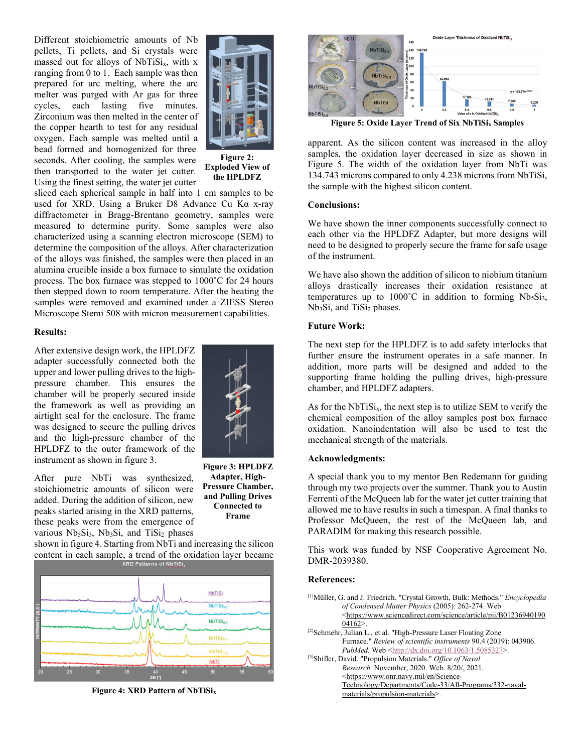Different stoichiometric amounts of Nb pellets, Ti pellets, and Si crystals were massed out for alloys of $NbTiSi_x$, with x ranging from 0 to 1. Each sample was then prepared for arc melting, where the arc melter was purged with Ar gas for three cycles, each lasting five minutes. Zirconium was then melted in the center of the copper hearth to test for any residual oxygen. Each sample was melted until a bead formed and homogenized for three seconds. After cooling, the samples were then transported to the water jet cutter. Using the finest setting, the water jet cutter sliced each spherical sample in half into 1 cm samples to be used for XRD. Using a Bruker D8 Advance Cu Kα x-ray diffractometer in Bragg-Brentano geometry, samples were measured to determine purity. Some samples were also characterized using a scanning electron microscope (SEM) to determine the composition of the alloys. After characterization of the alloys was finished, the samples were then placed in an alumina crucible inside a box furnace to simulate the oxidation process. The box furnace was stepped to 1000˚C for 24 hours then stepped down to room temperature. After the heating the samples were removed and examined under a ZIESS Stereo Microscope Stemi 508 with micron measurement capabilities.

**Figure 2: Exploded View of the HPLDFZ**

## Results:

After extensive design work, the HPLDFZ adapter successfully connected both the upper and lower pulling drives to the high-pressure chamber. This ensures the chamber will be properly secured inside the framework as well as providing an airtight seal for the enclosure. The frame was designed to secure the pulling drives and the high-pressure chamber of the HPLDFZ to the outer framework of the instrument as shown in figure 3.

**Figure 3: HPLDFZ Adapter, High-Pressure Chamber, and Pulling Drives Connected to Frame**

After pure NbTi was synthesized, stoichiometric amounts of silicon were added. During the addition of silicon, new peaks started arising in the XRD patterns, these peaks were from the emergence of various $Nb_5Si_3$, $Nb_3Si$, and $TiSi_2$ phases shown in figure 4. Starting from NbTi and increasing the silicon content in each sample, a trend of the oxidation layer became apparent. As the silicon content was increased in the alloy samples, the oxidation layer decreased in size as shown in Figure 5. The width of the oxidation layer from NbTi was 134.743 microns compared to only 4.238 microns from NbTiSi, the sample with the highest silicon content.

XRD Patterns of $NbTiSi_x$

NbTiSi
$NbTiSi_{0.8}$
$NbTiSi_{0.6}$
$NbTiSi_{0.4}$
$NbTiSi_{0.2}$
NbTi

INTENSITY (A.U.)

20 25 30 35 40 45 50 55 60

2θ (°)

**Figure 4: XRD Pattern of $NbTiSi_x$**

NbTi
$NbTiSi_{0.6}$
$NbTiSi_{0.2}$
$NbTiSi_{0.8}$
NbTiSi
$NbTiSi_{0.4}$

Oxide Layer Thickness of Oxidized $NbTiSi_x$

Thickness of Oxide Layer (microns)

160 140 120 100 80 60 40 20 0

134.743
62.894
17.185
11.941
7.208
4.238

$y = 153.77e^{-4.145x}$

0 0.2 0.4 0.6 0.8 1

Value of x in Oxidized $NbTiSi_x$

**Figure 5: Oxide Layer Trend of Six $NbTiSi_x$ Samples**

## Conclusions:

We have shown the inner components successfully connect to each other via the HPLDFZ Adapter, but more designs will need to be designed to properly secure the frame for safe usage of the instrument.

We have also shown the addition of silicon to niobium titanium alloys drastically increases their oxidation resistance at temperatures up to 1000˚C in addition to forming $Nb_5Si_3$, $Nb_3Si$, and $TiSi_2$ phases.

## Future Work:

The next step for the HPLDFZ is to add safety interlocks that further ensure the instrument operates in a safe manner. In addition, more parts will be designed and added to the supporting frame holding the pulling drives, high-pressure chamber, and HPLDFZ adapters.

As for the $NbTiSi_x$, the next step is to utilize SEM to verify the chemical composition of the alloy samples post box furnace oxidation. Nanoindentation will also be used to test the mechanical strength of the materials.

## Acknowledgments:

A special thank you to my mentor Ben Redemann for guiding through my two projects over the summer. Thank you to Austin Ferrenti of the McQueen lab for the water jet cutter training that allowed me to have results in such a timespan. A final thanks to Professor McQueen, the rest of the McQueen lab, and PARADIM for making this research possible.

This work was funded by NSF Cooperative Agreement No. DMR-2039380.

## References:

[1] Müller, G. and J. Friedrich. "Crystal Growth, Bulk: Methods." *Encyclopedia of Condensed Matter Physics* (2005): 262-274. Web <https://www.sciencedirect.com/science/article/pii/B0123694019004162>.

[2] Schmehr, Julian L., et al. "High-Pressure Laser Floating Zone Furnace." *Review of scientific instruments* 90.4 (2019): 043906. *PubMed.* Web <http://dx.doi.org/10.1063/1.5085327>.

[3] Shifler, David. "Propulsion Materials." *Office of Naval Research.* November, 2020. Web. 8/20/, 2021. <https://www.onr.navy.mil/en/Science-Technology/Departments/Code-33/All-Programs/332-naval-materials/propulsion-materials>.